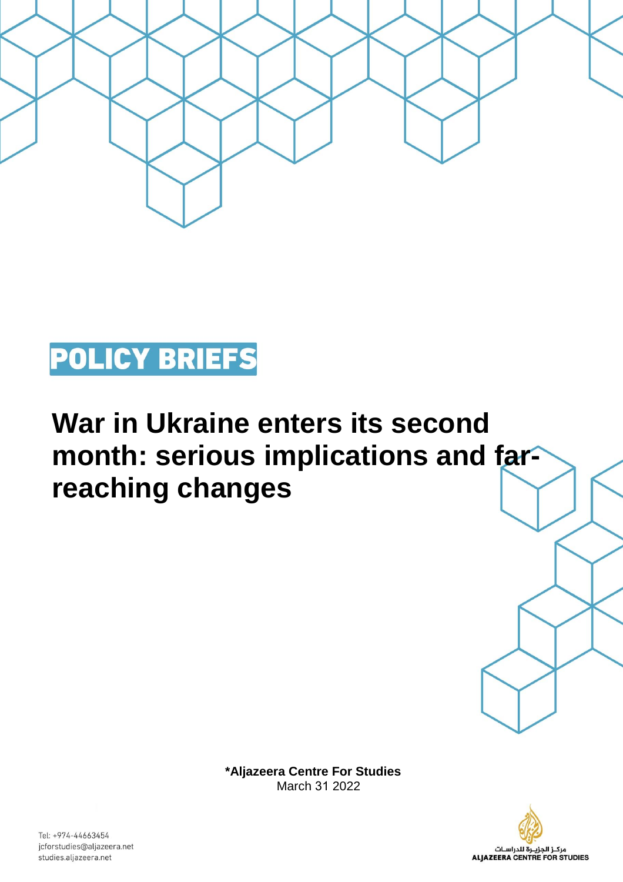**POLICY BRIEFS**

# War in Ukraine enters its second month: serious implications and far-reaching changes

***Aljazeera Centre For Studies**
March 31 2022

Tel: +974-44663454
jcforstudies@aljazeera.net
studies.aljazeera.net

مركز الجزيرة للدراسات
ALJAZEERA CENTRE FOR STUDIES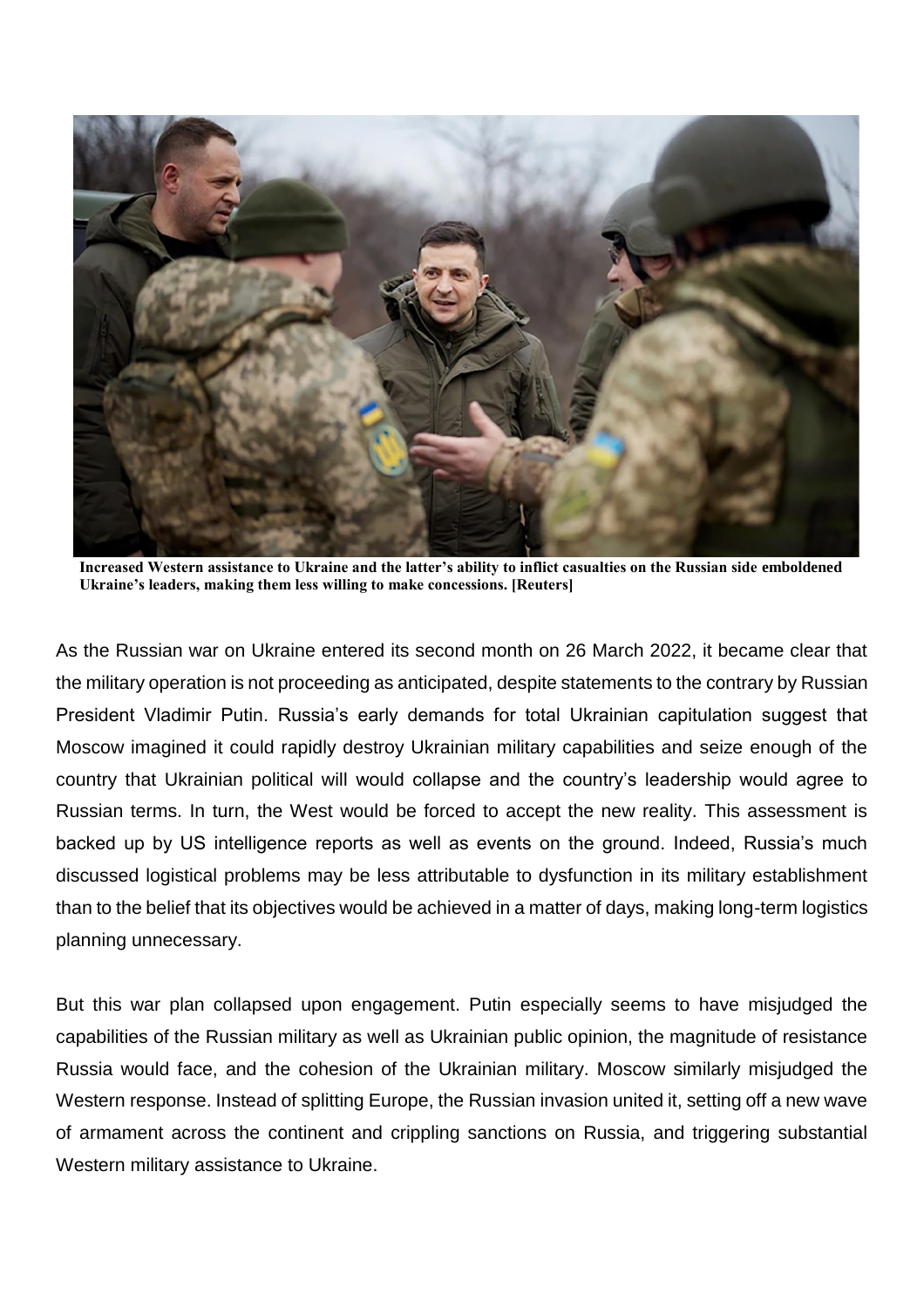**Increased Western assistance to Ukraine and the latter's ability to inflict casualties on the Russian side emboldened Ukraine's leaders, making them less willing to make concessions. [Reuters]**

As the Russian war on Ukraine entered its second month on 26 March 2022, it became clear that the military operation is not proceeding as anticipated, despite statements to the contrary by Russian President Vladimir Putin. Russia's early demands for total Ukrainian capitulation suggest that Moscow imagined it could rapidly destroy Ukrainian military capabilities and seize enough of the country that Ukrainian political will would collapse and the country's leadership would agree to Russian terms. In turn, the West would be forced to accept the new reality. This assessment is backed up by US intelligence reports as well as events on the ground. Indeed, Russia's much discussed logistical problems may be less attributable to dysfunction in its military establishment than to the belief that its objectives would be achieved in a matter of days, making long-term logistics planning unnecessary.

But this war plan collapsed upon engagement. Putin especially seems to have misjudged the capabilities of the Russian military as well as Ukrainian public opinion, the magnitude of resistance Russia would face, and the cohesion of the Ukrainian military. Moscow similarly misjudged the Western response. Instead of splitting Europe, the Russian invasion united it, setting off a new wave of armament across the continent and crippling sanctions on Russia, and triggering substantial Western military assistance to Ukraine.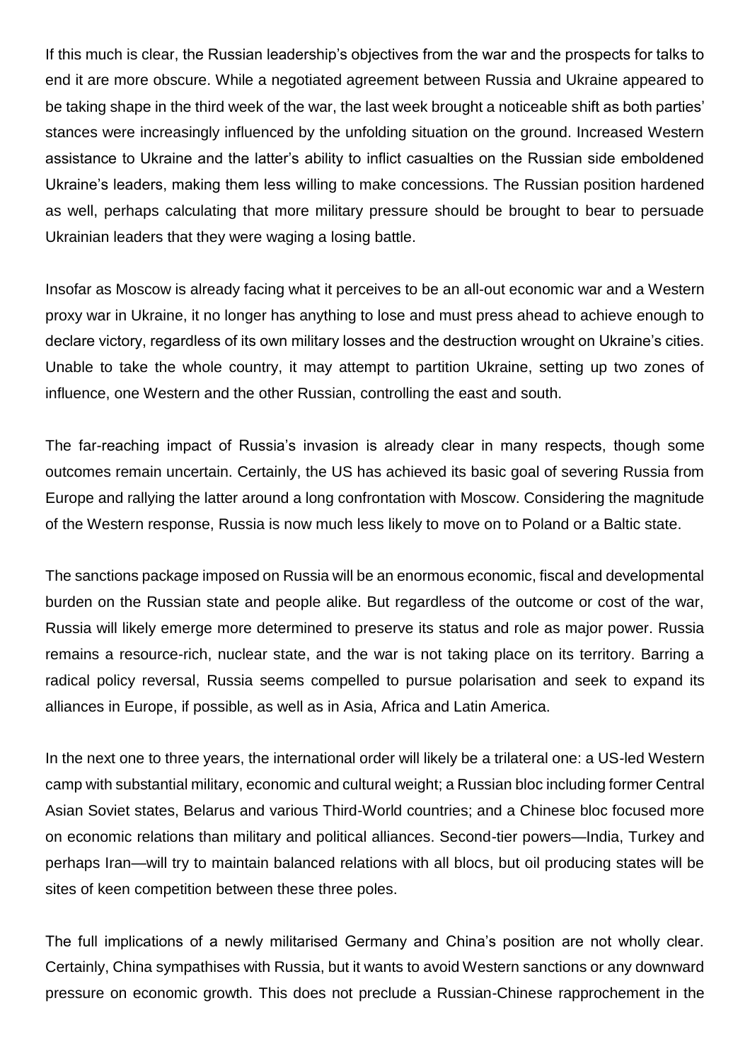If this much is clear, the Russian leadership's objectives from the war and the prospects for talks to end it are more obscure. While a negotiated agreement between Russia and Ukraine appeared to be taking shape in the third week of the war, the last week brought a noticeable shift as both parties' stances were increasingly influenced by the unfolding situation on the ground. Increased Western assistance to Ukraine and the latter's ability to inflict casualties on the Russian side emboldened Ukraine's leaders, making them less willing to make concessions. The Russian position hardened as well, perhaps calculating that more military pressure should be brought to bear to persuade Ukrainian leaders that they were waging a losing battle.

Insofar as Moscow is already facing what it perceives to be an all-out economic war and a Western proxy war in Ukraine, it no longer has anything to lose and must press ahead to achieve enough to declare victory, regardless of its own military losses and the destruction wrought on Ukraine's cities. Unable to take the whole country, it may attempt to partition Ukraine, setting up two zones of influence, one Western and the other Russian, controlling the east and south.

The far-reaching impact of Russia's invasion is already clear in many respects, though some outcomes remain uncertain. Certainly, the US has achieved its basic goal of severing Russia from Europe and rallying the latter around a long confrontation with Moscow. Considering the magnitude of the Western response, Russia is now much less likely to move on to Poland or a Baltic state.

The sanctions package imposed on Russia will be an enormous economic, fiscal and developmental burden on the Russian state and people alike. But regardless of the outcome or cost of the war, Russia will likely emerge more determined to preserve its status and role as major power. Russia remains a resource-rich, nuclear state, and the war is not taking place on its territory. Barring a radical policy reversal, Russia seems compelled to pursue polarisation and seek to expand its alliances in Europe, if possible, as well as in Asia, Africa and Latin America.

In the next one to three years, the international order will likely be a trilateral one: a US-led Western camp with substantial military, economic and cultural weight; a Russian bloc including former Central Asian Soviet states, Belarus and various Third-World countries; and a Chinese bloc focused more on economic relations than military and political alliances. Second-tier powers—India, Turkey and perhaps Iran—will try to maintain balanced relations with all blocs, but oil producing states will be sites of keen competition between these three poles.

The full implications of a newly militarised Germany and China's position are not wholly clear. Certainly, China sympathises with Russia, but it wants to avoid Western sanctions or any downward pressure on economic growth. This does not preclude a Russian-Chinese rapprochement in the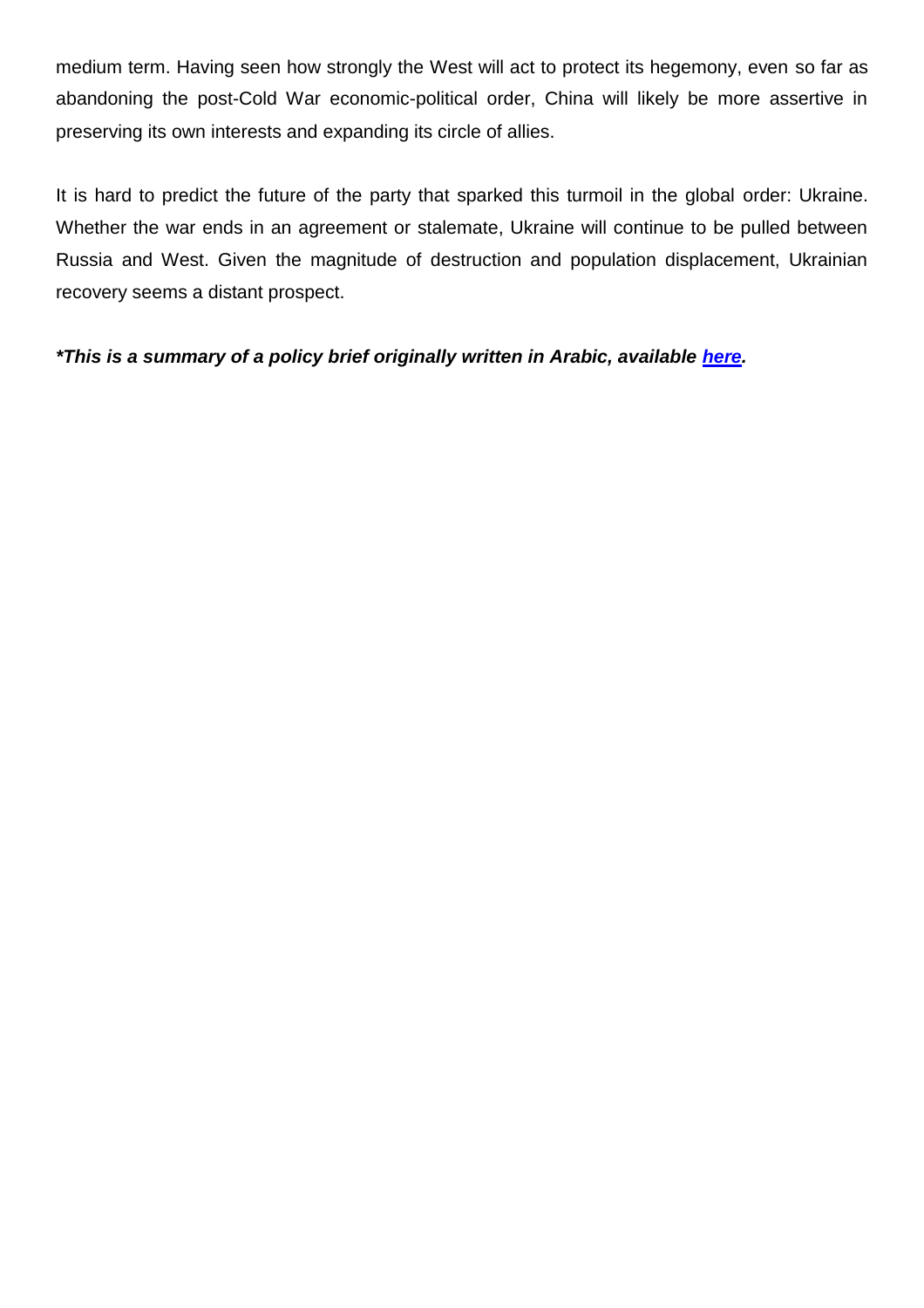medium term. Having seen how strongly the West will act to protect its hegemony, even so far as abandoning the post-Cold War economic-political order, China will likely be more assertive in preserving its own interests and expanding its circle of allies.

It is hard to predict the future of the party that sparked this turmoil in the global order: Ukraine. Whether the war ends in an agreement or stalemate, Ukraine will continue to be pulled between Russia and West. Given the magnitude of destruction and population displacement, Ukrainian recovery seems a distant prospect.

***This is a summary of a policy brief originally written in Arabic, available here.***